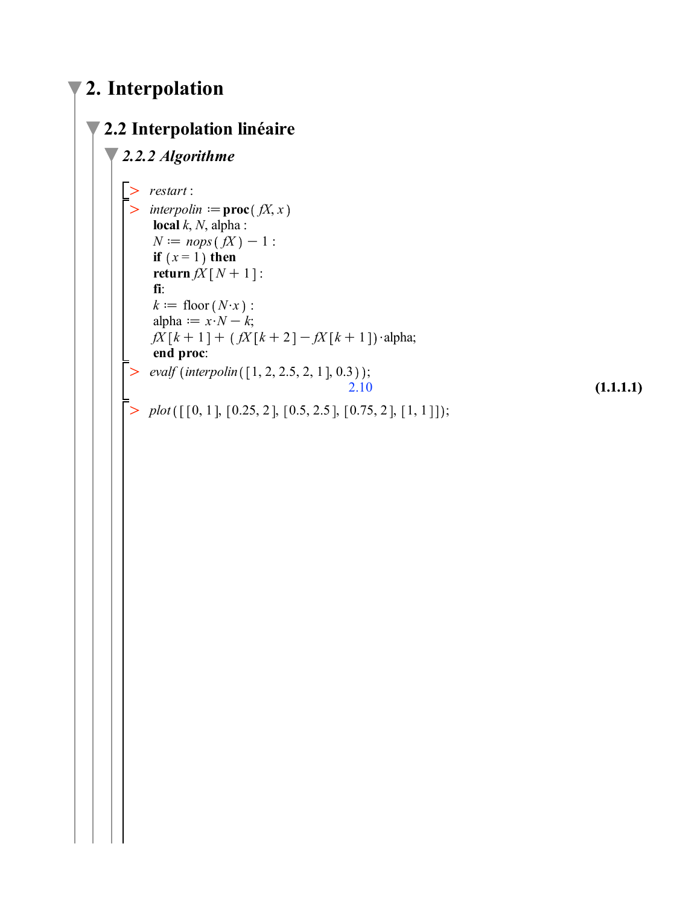# 2. Interpolation

## 2.2 Interpolation linéaire

### *2.2.2 Algorithme*

```
> restart :
> interpolin := proc( fX, x )
   local k, N, alpha :
   N := nops( fX ) − 1 :
   if (x = 1) then
   return fX[N + 1] :
   fi:
   k := floor(N·x) :
   alpha := x·N − k;
   fX[k + 1] + ( fX[k + 2] − fX[k + 1]) ·alpha;
   end proc:
> evalf (interpolin([1, 2, 2.5, 2, 1], 0.3));
```

2.10 **(1.1.1.1)**

```
> plot([[0, 1], [0.25, 2], [0.5, 2.5], [0.75, 2], [1, 1]]);
```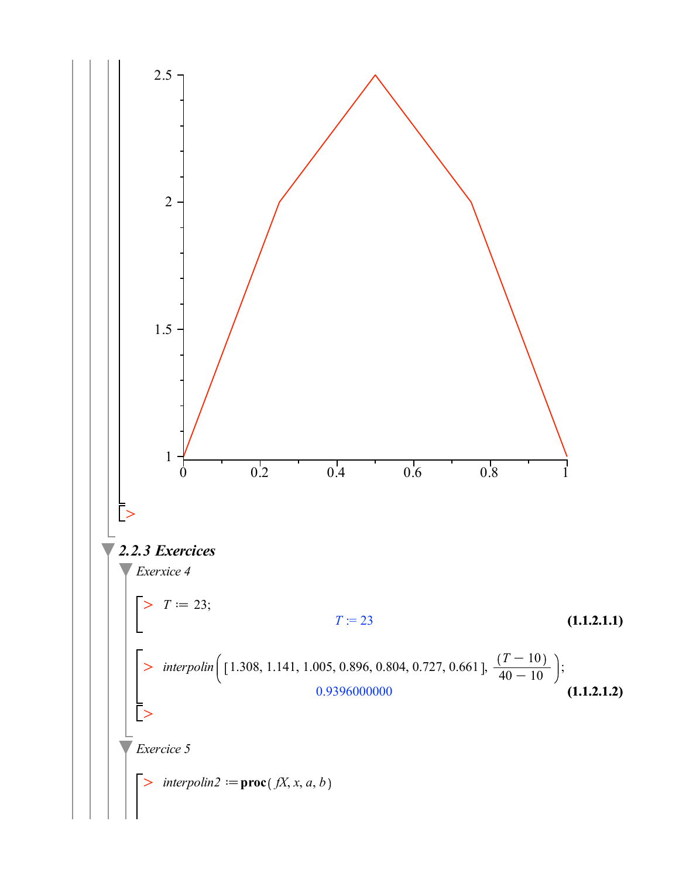### 2.2.3 Exercices

*Exerxice 4*

```
> T := 23;
```

$$T := 23 \quad \textbf{(1.1.2.1.1)}$$

```
> interpolin([1.308, 1.141, 1.005, 0.896, 0.804, 0.727, 0.661], (T - 10)/(40 - 10));
```

$$0.9396000000 \quad \textbf{(1.1.2.1.2)}$$

*Exercice 5*

```
> interpolin2 := proc(fX, x, a, b)
```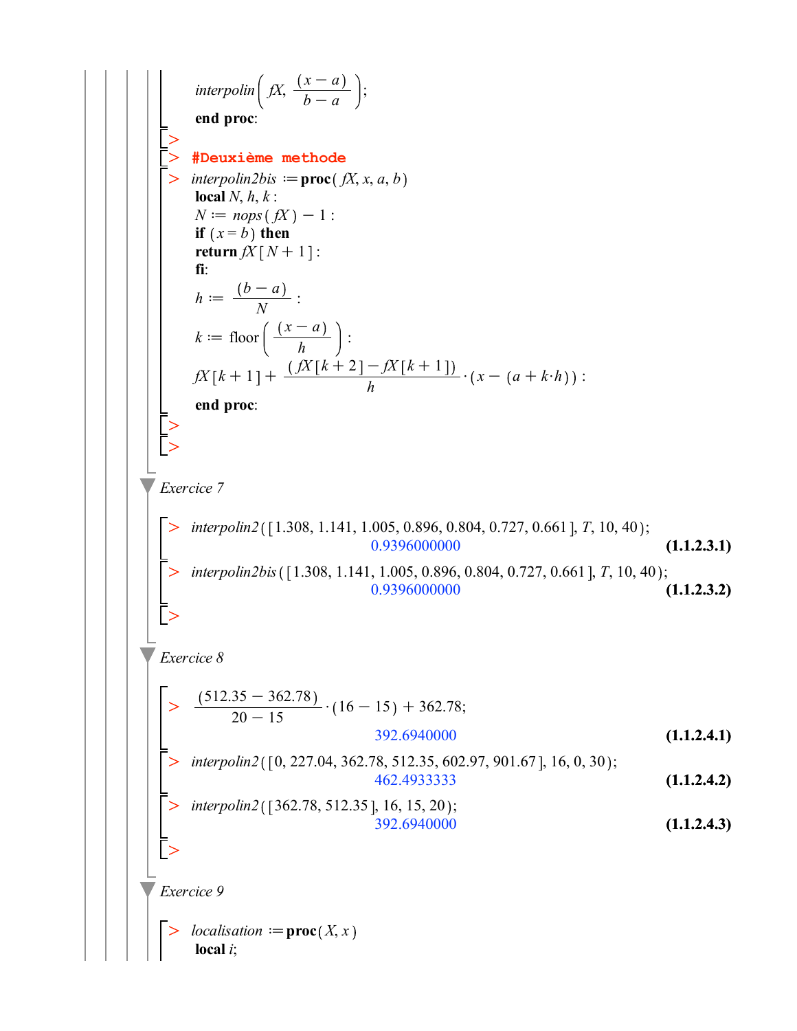```
interpolin(fX, (x - a)/(b - a));
end proc:
```

```
>
> #Deuxième methode
> interpolin2bis := proc(fX, x, a, b)
local N, h, k :
N := nops(fX) - 1 :
if (x = b) then
return fX[N + 1] :
fi:
h := (b - a)/N :
k := floor((x - a)/h) :
fX[k + 1] + (fX[k + 2] - fX[k + 1])/h · (x - (a + k·h)) :
end proc:
>
>
```

## Exercice 7

```
> interpolin2([1.308, 1.141, 1.005, 0.896, 0.804, 0.727, 0.661], T, 10, 40);
```

0.9396000000 **(1.1.2.3.1)**

```
> interpolin2bis([1.308, 1.141, 1.005, 0.896, 0.804, 0.727, 0.661], T, 10, 40);
```

0.9396000000 **(1.1.2.3.2)**

```
>
```

## Exercice 8

$$> \frac{(512.35 - 362.78)}{20 - 15} \cdot (16 - 15) + 362.78;$$

392.6940000 **(1.1.2.4.1)**

```
> interpolin2([0, 227.04, 362.78, 512.35, 602.97, 901.67], 16, 0, 30);
```

462.4933333 **(1.1.2.4.2)**

```
> interpolin2([362.78, 512.35], 16, 15, 20);
```

392.6940000 **(1.1.2.4.3)**

```
>
```

## Exercice 9

```
> localisation := proc(X, x)
local i;
```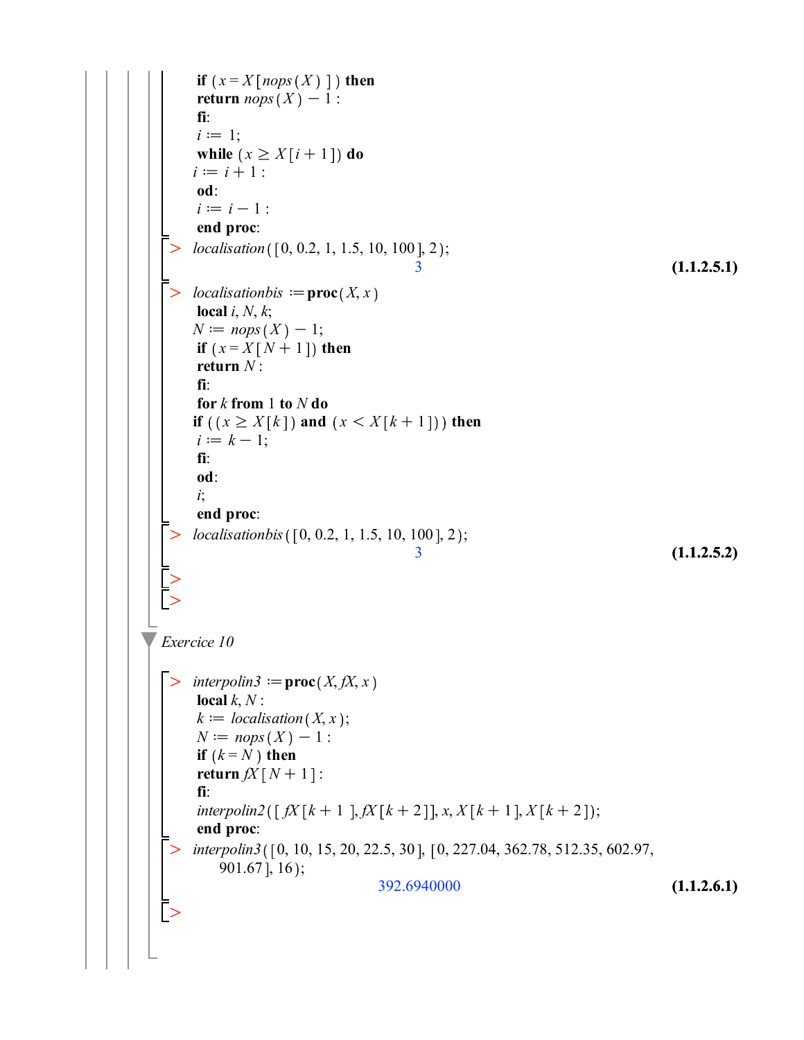```
if (x = X[nops(X)]) then
return nops(X) − 1 :
fi:
i := 1;
while (x ≥ X[i + 1]) do
i := i + 1 :
od:
i := i − 1 :
end proc:
```

```
> localisation([0, 0.2, 1, 1.5, 10, 100], 2);
```

3 **(1.1.2.5.1)**

```
> localisationbis := proc(X, x)
local i, N, k;
N := nops(X) − 1;
if (x = X[N + 1]) then
return N :
fi:
for k from 1 to N do
if ((x ≥ X[k]) and (x < X[k + 1])) then
i := k − 1;
fi:
od:
i;
end proc:
```

```
> localisationbis([0, 0.2, 1, 1.5, 10, 100], 2);
```

3 **(1.1.2.5.2)**

*Exercice 10*

```
> interpolin3 := proc(X, fX, x)
local k, N :
k := localisation(X, x);
N := nops(X) − 1 :
if (k = N) then
return fX[N + 1] :
fi:
interpolin2([fX[k + 1], fX[k + 2]], x, X[k + 1], X[k + 2]);
end proc:
```

```
> interpolin3([0, 10, 15, 20, 22.5, 30], [0, 227.04, 362.78, 512.35, 602.97,
    901.67], 16);
```

392.6940000 **(1.1.2.6.1)**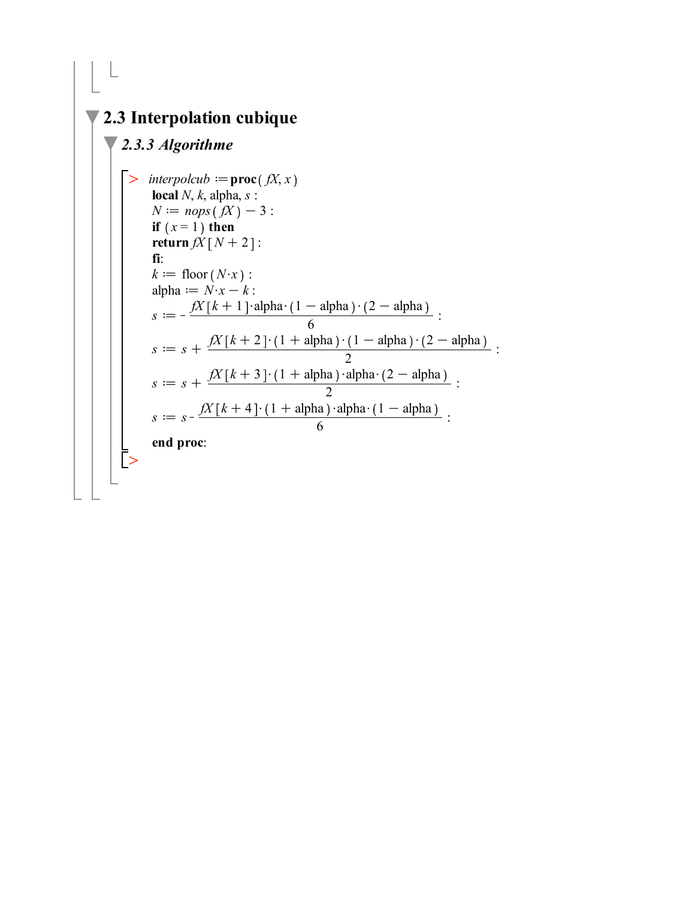## 2.3 Interpolation cubique

### *2.3.3 Algorithme*

```
> interpolcub := proc(fX, x)
  local N, k, alpha, s :
  N := nops(fX) − 3 :
  if (x = 1) then
  return fX[N + 2] :
  fi:
  k := floor(N·x) :
  alpha := N·x − k :
  s := - fX[k + 1]·alpha·(1 − alpha)·(2 − alpha) / 6 :
  s := s + fX[k + 2]·(1 + alpha)·(1 − alpha)·(2 − alpha) / 2 :
  s := s + fX[k + 3]·(1 + alpha)·alpha·(2 − alpha) / 2 :
  s := s - fX[k + 4]·(1 + alpha)·alpha·(1 − alpha) / 6 :
  end proc:
>
```